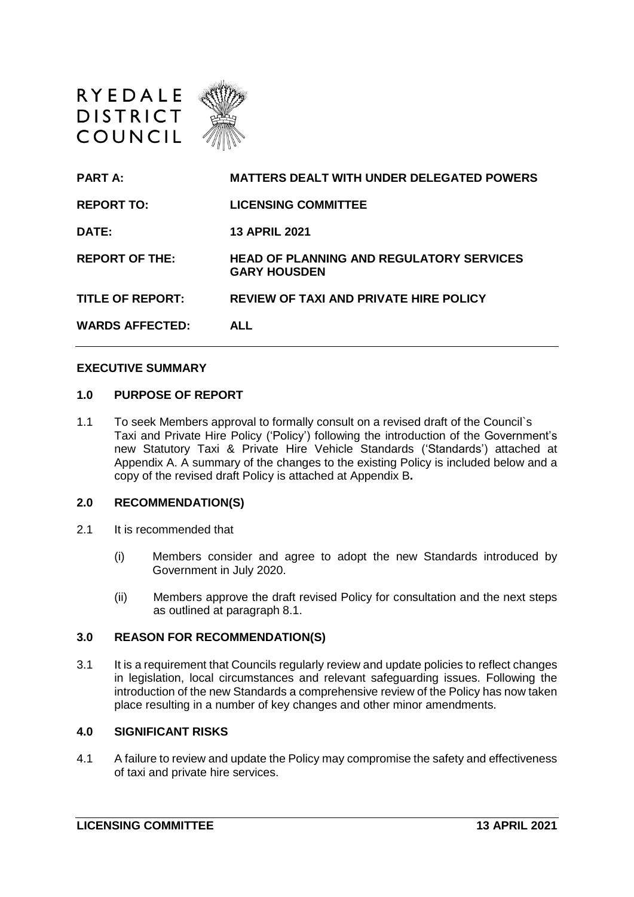RYEDALE
DISTRICT
COUNCIL

| | |
|---|---|
| **PART A:** | **MATTERS DEALT WITH UNDER DELEGATED POWERS** |
| **REPORT TO:** | **LICENSING COMMITTEE** |
| **DATE:** | **13 APRIL 2021** |
| **REPORT OF THE:** | **HEAD OF PLANNING AND REGULATORY SERVICES GARY HOUSDEN** |
| **TITLE OF REPORT:** | **REVIEW OF TAXI AND PRIVATE HIRE POLICY** |
| **WARDS AFFECTED:** | **ALL** |

## EXECUTIVE SUMMARY

### 1.0 PURPOSE OF REPORT

1.1 To seek Members approval to formally consult on a revised draft of the Council`s Taxi and Private Hire Policy ('Policy') following the introduction of the Government's new Statutory Taxi & Private Hire Vehicle Standards ('Standards') attached at Appendix A. A summary of the changes to the existing Policy is included below and a copy of the revised draft Policy is attached at Appendix B**.**

### 2.0 RECOMMENDATION(S)

2.1 It is recommended that

(i) Members consider and agree to adopt the new Standards introduced by Government in July 2020.

(ii) Members approve the draft revised Policy for consultation and the next steps as outlined at paragraph 8.1.

### 3.0 REASON FOR RECOMMENDATION(S)

3.1 It is a requirement that Councils regularly review and update policies to reflect changes in legislation, local circumstances and relevant safeguarding issues. Following the introduction of the new Standards a comprehensive review of the Policy has now taken place resulting in a number of key changes and other minor amendments.

### 4.0 SIGNIFICANT RISKS

4.1 A failure to review and update the Policy may compromise the safety and effectiveness of taxi and private hire services.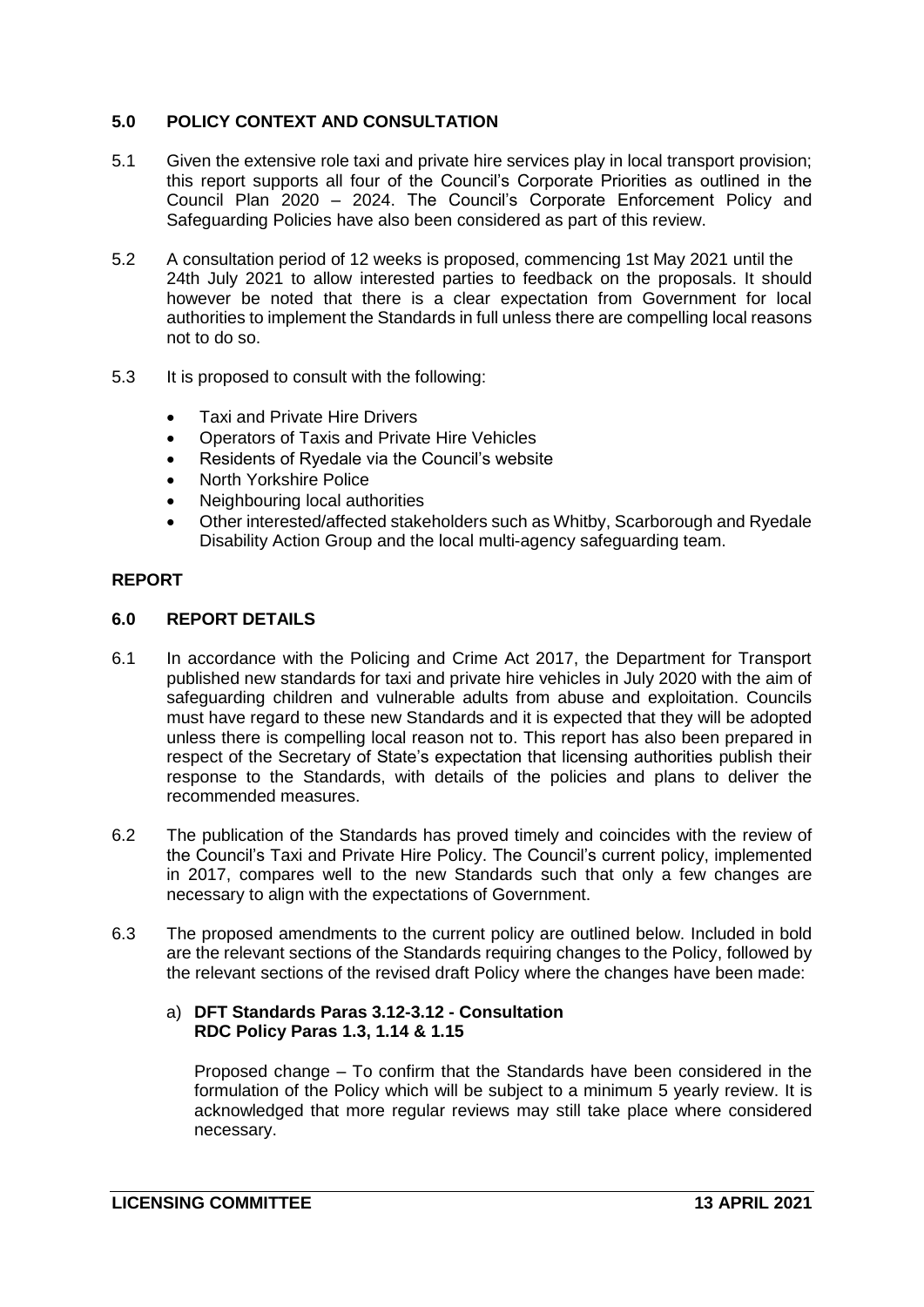## 5.0 POLICY CONTEXT AND CONSULTATION

5.1 Given the extensive role taxi and private hire services play in local transport provision; this report supports all four of the Council's Corporate Priorities as outlined in the Council Plan 2020 – 2024. The Council's Corporate Enforcement Policy and Safeguarding Policies have also been considered as part of this review.

5.2 A consultation period of 12 weeks is proposed, commencing 1st May 2021 until the 24th July 2021 to allow interested parties to feedback on the proposals. It should however be noted that there is a clear expectation from Government for local authorities to implement the Standards in full unless there are compelling local reasons not to do so.

5.3 It is proposed to consult with the following:

- Taxi and Private Hire Drivers
- Operators of Taxis and Private Hire Vehicles
- Residents of Ryedale via the Council's website
- North Yorkshire Police
- Neighbouring local authorities
- Other interested/affected stakeholders such as Whitby, Scarborough and Ryedale Disability Action Group and the local multi-agency safeguarding team.

## REPORT

## 6.0 REPORT DETAILS

6.1 In accordance with the Policing and Crime Act 2017, the Department for Transport published new standards for taxi and private hire vehicles in July 2020 with the aim of safeguarding children and vulnerable adults from abuse and exploitation. Councils must have regard to these new Standards and it is expected that they will be adopted unless there is compelling local reason not to. This report has also been prepared in respect of the Secretary of State's expectation that licensing authorities publish their response to the Standards, with details of the policies and plans to deliver the recommended measures.

6.2 The publication of the Standards has proved timely and coincides with the review of the Council's Taxi and Private Hire Policy. The Council's current policy, implemented in 2017, compares well to the new Standards such that only a few changes are necessary to align with the expectations of Government.

6.3 The proposed amendments to the current policy are outlined below. Included in bold are the relevant sections of the Standards requiring changes to the Policy, followed by the relevant sections of the revised draft Policy where the changes have been made:

a) **DFT Standards Paras 3.12-3.12 - Consultation**
**RDC Policy Paras 1.3, 1.14 & 1.15**

Proposed change – To confirm that the Standards have been considered in the formulation of the Policy which will be subject to a minimum 5 yearly review. It is acknowledged that more regular reviews may still take place where considered necessary.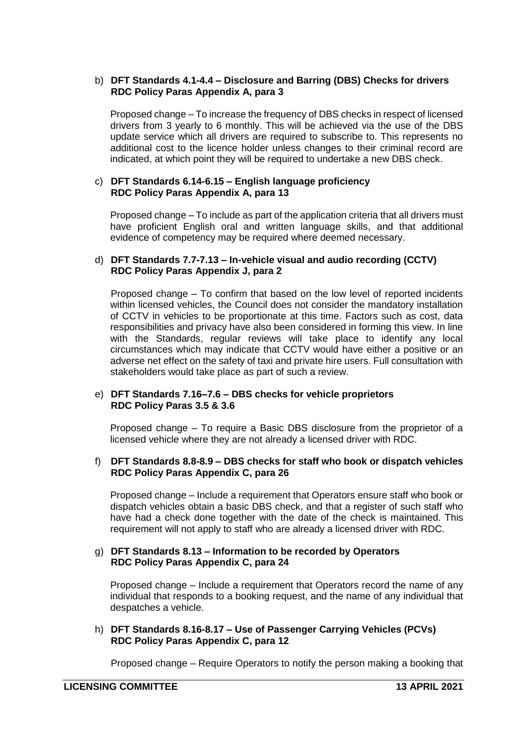b) **DFT Standards 4.1-4.4 – Disclosure and Barring (DBS) Checks for drivers RDC Policy Paras Appendix A, para 3**

Proposed change – To increase the frequency of DBS checks in respect of licensed drivers from 3 yearly to 6 monthly. This will be achieved via the use of the DBS update service which all drivers are required to subscribe to. This represents no additional cost to the licence holder unless changes to their criminal record are indicated, at which point they will be required to undertake a new DBS check.

c) **DFT Standards 6.14-6.15 – English language proficiency RDC Policy Paras Appendix A, para 13**

Proposed change – To include as part of the application criteria that all drivers must have proficient English oral and written language skills, and that additional evidence of competency may be required where deemed necessary.

d) **DFT Standards 7.7-7.13 – In-vehicle visual and audio recording (CCTV) RDC Policy Paras Appendix J, para 2**

Proposed change – To confirm that based on the low level of reported incidents within licensed vehicles, the Council does not consider the mandatory installation of CCTV in vehicles to be proportionate at this time. Factors such as cost, data responsibilities and privacy have also been considered in forming this view. In line with the Standards, regular reviews will take place to identify any local circumstances which may indicate that CCTV would have either a positive or an adverse net effect on the safety of taxi and private hire users. Full consultation with stakeholders would take place as part of such a review.

e) **DFT Standards 7.16–7.6 – DBS checks for vehicle proprietors RDC Policy Paras 3.5 & 3.6**

Proposed change – To require a Basic DBS disclosure from the proprietor of a licensed vehicle where they are not already a licensed driver with RDC.

f) **DFT Standards 8.8-8.9 – DBS checks for staff who book or dispatch vehicles RDC Policy Paras Appendix C, para 26**

Proposed change – Include a requirement that Operators ensure staff who book or dispatch vehicles obtain a basic DBS check, and that a register of such staff who have had a check done together with the date of the check is maintained. This requirement will not apply to staff who are already a licensed driver with RDC.

g) **DFT Standards 8.13 – Information to be recorded by Operators RDC Policy Paras Appendix C, para 24**

Proposed change – Include a requirement that Operators record the name of any individual that responds to a booking request, and the name of any individual that despatches a vehicle.

h) **DFT Standards 8.16-8.17 – Use of Passenger Carrying Vehicles (PCVs) RDC Policy Paras Appendix C, para 12**

Proposed change – Require Operators to notify the person making a booking that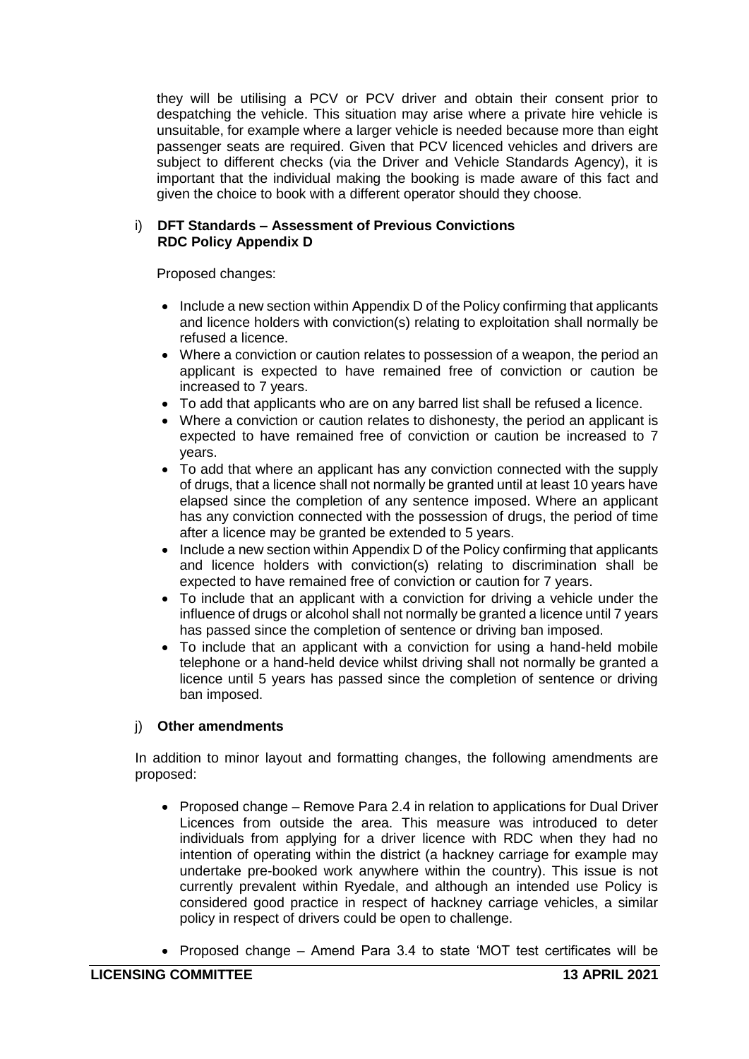they will be utilising a PCV or PCV driver and obtain their consent prior to despatching the vehicle. This situation may arise where a private hire vehicle is unsuitable, for example where a larger vehicle is needed because more than eight passenger seats are required. Given that PCV licenced vehicles and drivers are subject to different checks (via the Driver and Vehicle Standards Agency), it is important that the individual making the booking is made aware of this fact and given the choice to book with a different operator should they choose.

i) **DFT Standards – Assessment of Previous Convictions RDC Policy Appendix D**

Proposed changes:

- Include a new section within Appendix D of the Policy confirming that applicants and licence holders with conviction(s) relating to exploitation shall normally be refused a licence.
- Where a conviction or caution relates to possession of a weapon, the period an applicant is expected to have remained free of conviction or caution be increased to 7 years.
- To add that applicants who are on any barred list shall be refused a licence.
- Where a conviction or caution relates to dishonesty, the period an applicant is expected to have remained free of conviction or caution be increased to 7 years.
- To add that where an applicant has any conviction connected with the supply of drugs, that a licence shall not normally be granted until at least 10 years have elapsed since the completion of any sentence imposed. Where an applicant has any conviction connected with the possession of drugs, the period of time after a licence may be granted be extended to 5 years.
- Include a new section within Appendix D of the Policy confirming that applicants and licence holders with conviction(s) relating to discrimination shall be expected to have remained free of conviction or caution for 7 years.
- To include that an applicant with a conviction for driving a vehicle under the influence of drugs or alcohol shall not normally be granted a licence until 7 years has passed since the completion of sentence or driving ban imposed.
- To include that an applicant with a conviction for using a hand-held mobile telephone or a hand-held device whilst driving shall not normally be granted a licence until 5 years has passed since the completion of sentence or driving ban imposed.

j) **Other amendments**

In addition to minor layout and formatting changes, the following amendments are proposed:

- Proposed change – Remove Para 2.4 in relation to applications for Dual Driver Licences from outside the area. This measure was introduced to deter individuals from applying for a driver licence with RDC when they had no intention of operating within the district (a hackney carriage for example may undertake pre-booked work anywhere within the country). This issue is not currently prevalent within Ryedale, and although an intended use Policy is considered good practice in respect of hackney carriage vehicles, a similar policy in respect of drivers could be open to challenge.
- Proposed change – Amend Para 3.4 to state 'MOT test certificates will be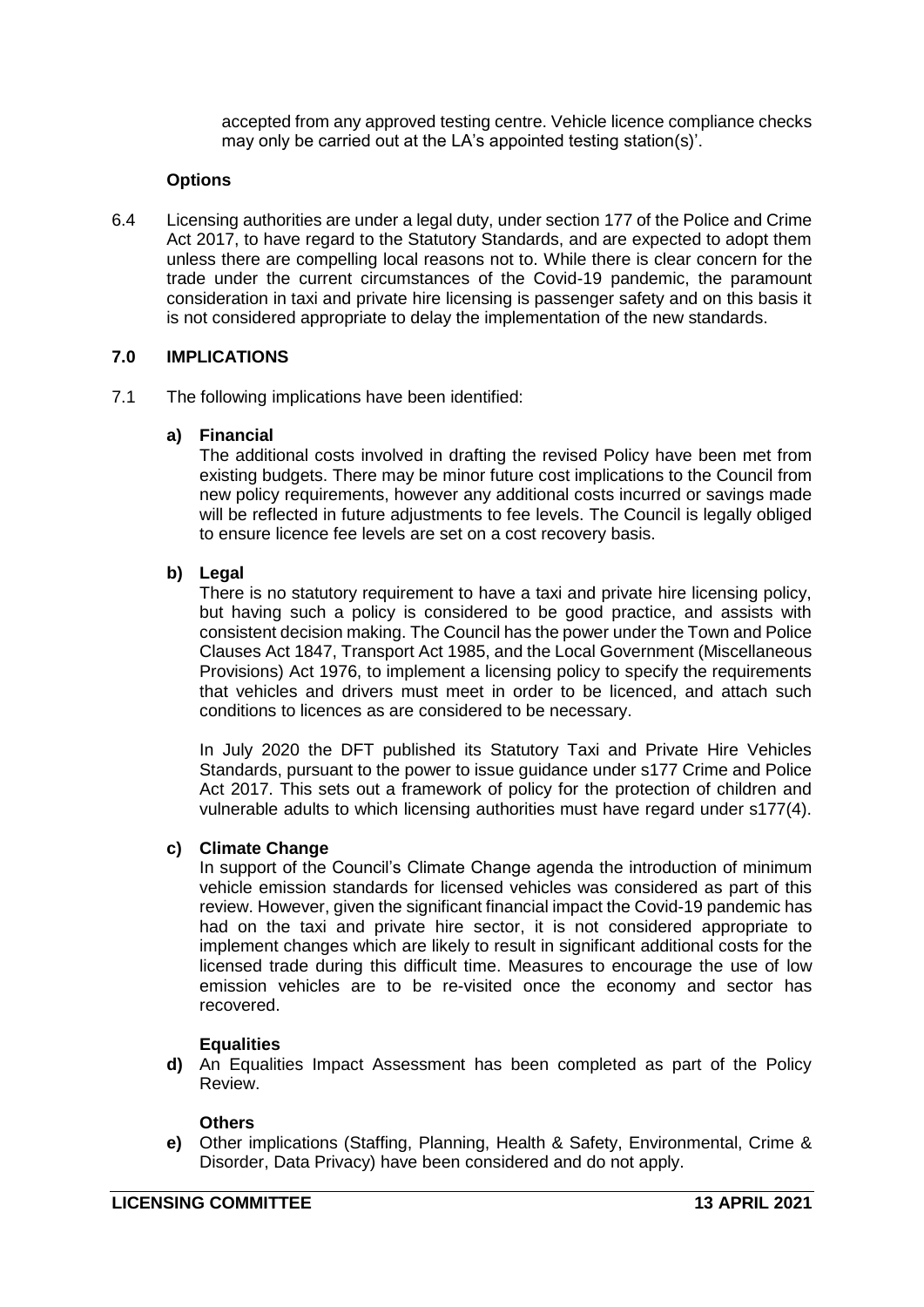accepted from any approved testing centre. Vehicle licence compliance checks may only be carried out at the LA's appointed testing station(s)'.

**Options**

6.4 Licensing authorities are under a legal duty, under section 177 of the Police and Crime Act 2017, to have regard to the Statutory Standards, and are expected to adopt them unless there are compelling local reasons not to. While there is clear concern for the trade under the current circumstances of the Covid-19 pandemic, the paramount consideration in taxi and private hire licensing is passenger safety and on this basis it is not considered appropriate to delay the implementation of the new standards.

## 7.0 IMPLICATIONS

7.1 The following implications have been identified:

**a) Financial**

The additional costs involved in drafting the revised Policy have been met from existing budgets. There may be minor future cost implications to the Council from new policy requirements, however any additional costs incurred or savings made will be reflected in future adjustments to fee levels. The Council is legally obliged to ensure licence fee levels are set on a cost recovery basis.

**b) Legal**

There is no statutory requirement to have a taxi and private hire licensing policy, but having such a policy is considered to be good practice, and assists with consistent decision making. The Council has the power under the Town and Police Clauses Act 1847, Transport Act 1985, and the Local Government (Miscellaneous Provisions) Act 1976, to implement a licensing policy to specify the requirements that vehicles and drivers must meet in order to be licenced, and attach such conditions to licences as are considered to be necessary.

In July 2020 the DFT published its Statutory Taxi and Private Hire Vehicles Standards, pursuant to the power to issue guidance under s177 Crime and Police Act 2017. This sets out a framework of policy for the protection of children and vulnerable adults to which licensing authorities must have regard under s177(4).

**c) Climate Change**

In support of the Council's Climate Change agenda the introduction of minimum vehicle emission standards for licensed vehicles was considered as part of this review. However, given the significant financial impact the Covid-19 pandemic has had on the taxi and private hire sector, it is not considered appropriate to implement changes which are likely to result in significant additional costs for the licensed trade during this difficult time. Measures to encourage the use of low emission vehicles are to be re-visited once the economy and sector has recovered.

**Equalities**

**d)** An Equalities Impact Assessment has been completed as part of the Policy Review.

**Others**

**e)** Other implications (Staffing, Planning, Health & Safety, Environmental, Crime & Disorder, Data Privacy) have been considered and do not apply.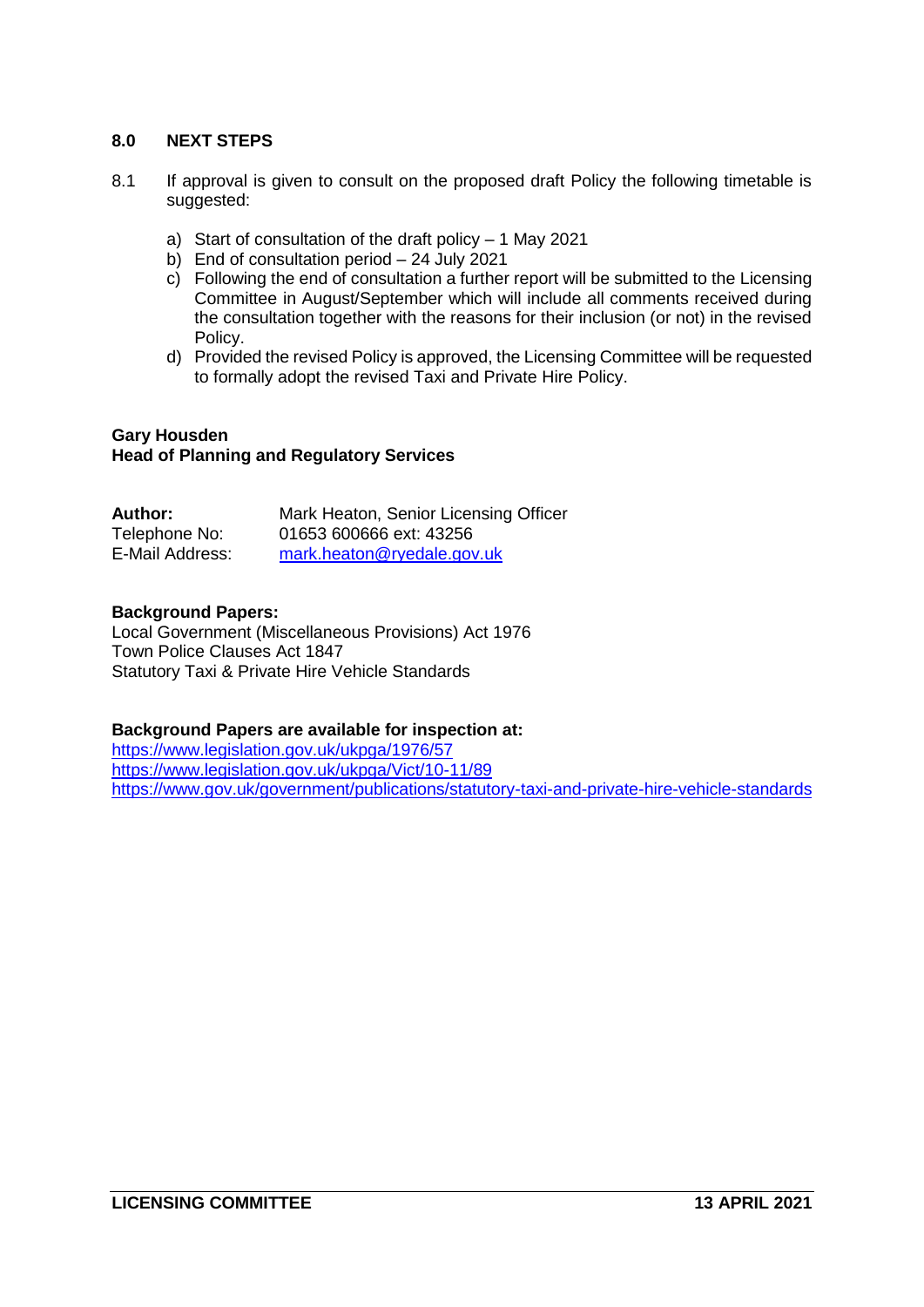## 8.0 NEXT STEPS

8.1 If approval is given to consult on the proposed draft Policy the following timetable is suggested:

a) Start of consultation of the draft policy – 1 May 2021
b) End of consultation period – 24 July 2021
c) Following the end of consultation a further report will be submitted to the Licensing Committee in August/September which will include all comments received during the consultation together with the reasons for their inclusion (or not) in the revised Policy.
d) Provided the revised Policy is approved, the Licensing Committee will be requested to formally adopt the revised Taxi and Private Hire Policy.

**Gary Housden**
**Head of Planning and Regulatory Services**

| | |
|---|---|
| **Author:** | Mark Heaton, Senior Licensing Officer |
| Telephone No: | 01653 600666 ext: 43256 |
| E-Mail Address: | mark.heaton@ryedale.gov.uk |

**Background Papers:**
Local Government (Miscellaneous Provisions) Act 1976
Town Police Clauses Act 1847
Statutory Taxi & Private Hire Vehicle Standards

**Background Papers are available for inspection at:**
https://www.legislation.gov.uk/ukpga/1976/57
https://www.legislation.gov.uk/ukpga/Vict/10-11/89
https://www.gov.uk/government/publications/statutory-taxi-and-private-hire-vehicle-standards